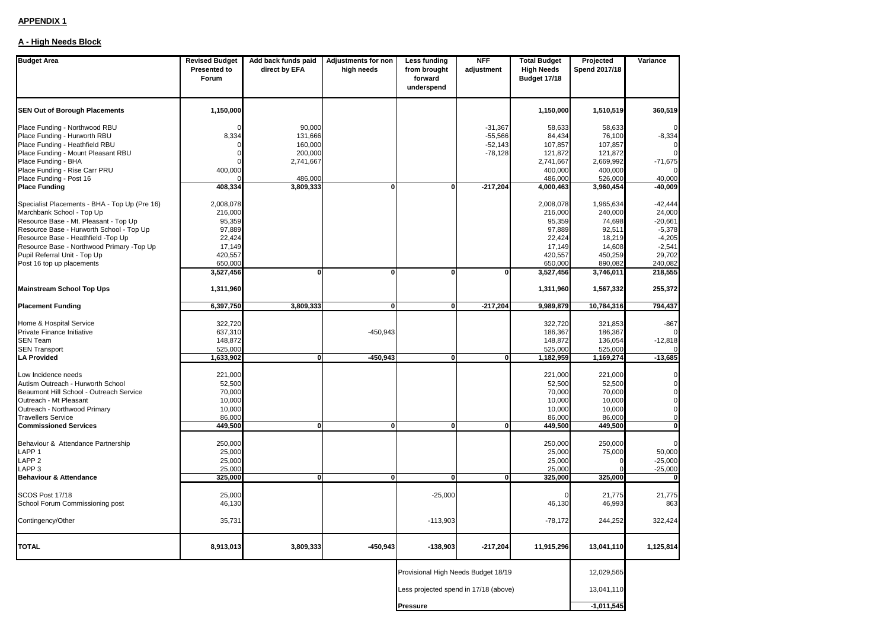**APPENDIX 1**

**A - High Needs Block**

| Budget Area | Revised Budget Presented to Forum | Add back funds paid direct by EFA | Adjustments for non high needs | Less funding from brought forward underspend | NFF adjustment | Total Budget High Needs Budget 17/18 | Projected Spend 2017/18 | Variance |
|---|---|---|---|---|---|---|---|---|
| **SEN Out of Borough Placements** | **1,150,000** | | | | | **1,150,000** | **1,510,519** | **360,519** |
| Place Funding - Northwood RBU | 0 | 90,000 | | | -31,367 | 58,633 | 58,633 | 0 |
| Place Funding - Hurworth RBU | 8,334 | 131,666 | | | -55,566 | 84,434 | 76,100 | -8,334 |
| Place Funding - Heathfield RBU | 0 | 160,000 | | | -52,143 | 107,857 | 107,857 | 0 |
| Place Funding - Mount Pleasant RBU | 0 | 200,000 | | | -78,128 | 121,872 | 121,872 | 0 |
| Place Funding - BHA | 0 | 2,741,667 | | | | 2,741,667 | 2,669,992 | -71,675 |
| Place Funding - Rise Carr PRU | 400,000 | | | | | 400,000 | 400,000 | 0 |
| Place Funding - Post 16 | 0 | 486,000 | | | | 486,000 | 526,000 | 40,000 |
| **Place Funding** | **408,334** | **3,809,333** | **0** | **0** | **-217,204** | **4,000,463** | **3,960,454** | **-40,009** |
| Specialist Placements - BHA - Top Up (Pre 16) | 2,008,078 | | | | | 2,008,078 | 1,965,634 | -42,444 |
| Marchbank School - Top Up | 216,000 | | | | | 216,000 | 240,000 | 24,000 |
| Resource Base - Mt. Pleasant - Top Up | 95,359 | | | | | 95,359 | 74,698 | -20,661 |
| Resource Base - Hurworth School - Top Up | 97,889 | | | | | 97,889 | 92,511 | -5,378 |
| Resource Base - Heathfield -Top Up | 22,424 | | | | | 22,424 | 18,219 | -4,205 |
| Resource Base - Northwood Primary -Top Up | 17,149 | | | | | 17,149 | 14,608 | -2,541 |
| Pupil Referral Unit - Top Up | 420,557 | | | | | 420,557 | 450,259 | 29,702 |
| Post 16 top up placements | 650,000 | | | | | 650,000 | 890,082 | 240,082 |
| | **3,527,456** | **0** | **0** | **0** | **0** | **3,527,456** | **3,746,011** | **218,555** |
| **Mainstream School Top Ups** | **1,311,960** | | | | | **1,311,960** | **1,567,332** | **255,372** |
| **Placement Funding** | **6,397,750** | **3,809,333** | **0** | **0** | **-217,204** | **9,989,879** | **10,784,316** | **794,437** |
| Home & Hospital Service | 322,720 | | | | | 322,720 | 321,853 | -867 |
| Private Finance Initiative | 637,310 | | -450,943 | | | 186,367 | 186,367 | 0 |
| SEN Team | 148,872 | | | | | 148,872 | 136,054 | -12,818 |
| SEN Transport | 525,000 | | | | | 525,000 | 525,000 | 0 |
| **LA Provided** | **1,633,902** | **0** | **-450,943** | **0** | **0** | **1,182,959** | **1,169,274** | **-13,685** |
| Low Incidence needs | 221,000 | | | | | 221,000 | 221,000 | 0 |
| Autism Outreach - Hurworth School | 52,500 | | | | | 52,500 | 52,500 | 0 |
| Beaumont Hill School - Outreach Service | 70,000 | | | | | 70,000 | 70,000 | 0 |
| Outreach - Mt Pleasant | 10,000 | | | | | 10,000 | 10,000 | 0 |
| Outreach - Northwood Primary | 10,000 | | | | | 10,000 | 10,000 | 0 |
| Travellers Service | 86,000 | | | | | 86,000 | 86,000 | 0 |
| **Commissioned Services** | **449,500** | **0** | **0** | **0** | **0** | **449,500** | **449,500** | **0** |
| Behaviour & Attendance Partnership | 250,000 | | | | | 250,000 | 250,000 | 0 |
| LAPP 1 | 25,000 | | | | | 25,000 | 75,000 | 50,000 |
| LAPP 2 | 25,000 | | | | | 25,000 | 0 | -25,000 |
| LAPP 3 | 25,000 | | | | | 25,000 | 0 | -25,000 |
| **Behaviour & Attendance** | **325,000** | **0** | **0** | **0** | **0** | **325,000** | **325,000** | **0** |
| SCOS Post 17/18 | 25,000 | | | -25,000 | | 0 | 21,775 | 21,775 |
| School Forum Commissioning post | 46,130 | | | | | 46,130 | 46,993 | 863 |
| Contingency/Other | 35,731 | | | -113,903 | | -78,172 | 244,252 | 322,424 |
| **TOTAL** | **8,913,013** | **3,809,333** | **-450,943** | **-138,903** | **-217,204** | **11,915,296** | **13,041,110** | **1,125,814** |

| | |
|---|---|
| Provisional High Needs Budget 18/19 | 12,029,565 |
| Less projected spend in 17/18 (above) | 13,041,110 |
| **Pressure** | **-1,011,545** |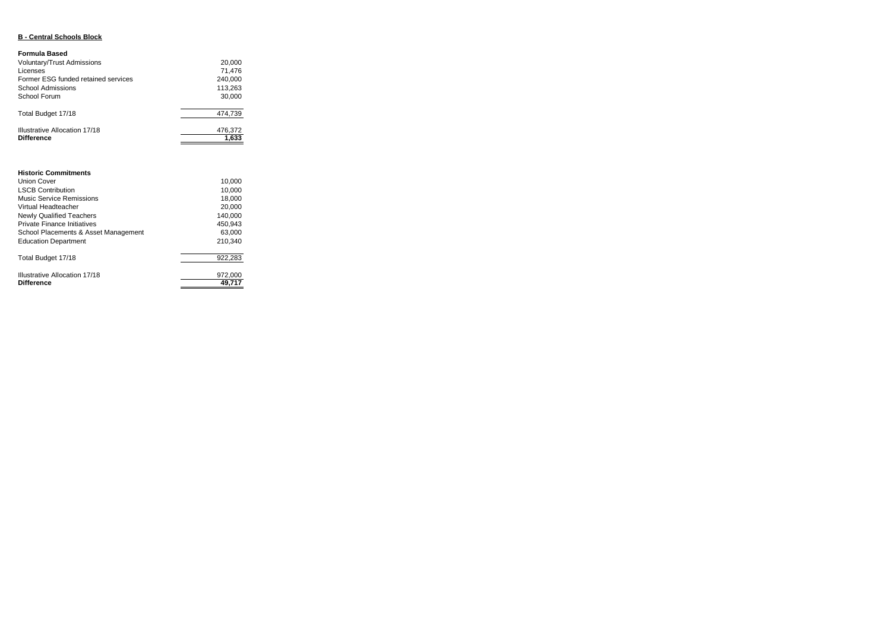**B - Central Schools Block**

**Formula Based**

| | |
|---|---|
| Voluntary/Trust Admissions | 20,000 |
| Licenses | 71,476 |
| Former ESG funded retained services | 240,000 |
| School Admissions | 113,263 |
| School Forum | 30,000 |
| Total Budget 17/18 | 474,739 |
| Illustrative Allocation 17/18 | 476,372 |
| **Difference** | **1,633** |

**Historic Commitments**

| | |
|---|---|
| Union Cover | 10,000 |
| LSCB Contribution | 10,000 |
| Music Service Remissions | 18,000 |
| Virtual Headteacher | 20,000 |
| Newly Qualified Teachers | 140,000 |
| Private Finance Initiatives | 450,943 |
| School Placements & Asset Management | 63,000 |
| Education Department | 210,340 |
| Total Budget 17/18 | 922,283 |
| Illustrative Allocation 17/18 | 972,000 |
| **Difference** | **49,717** |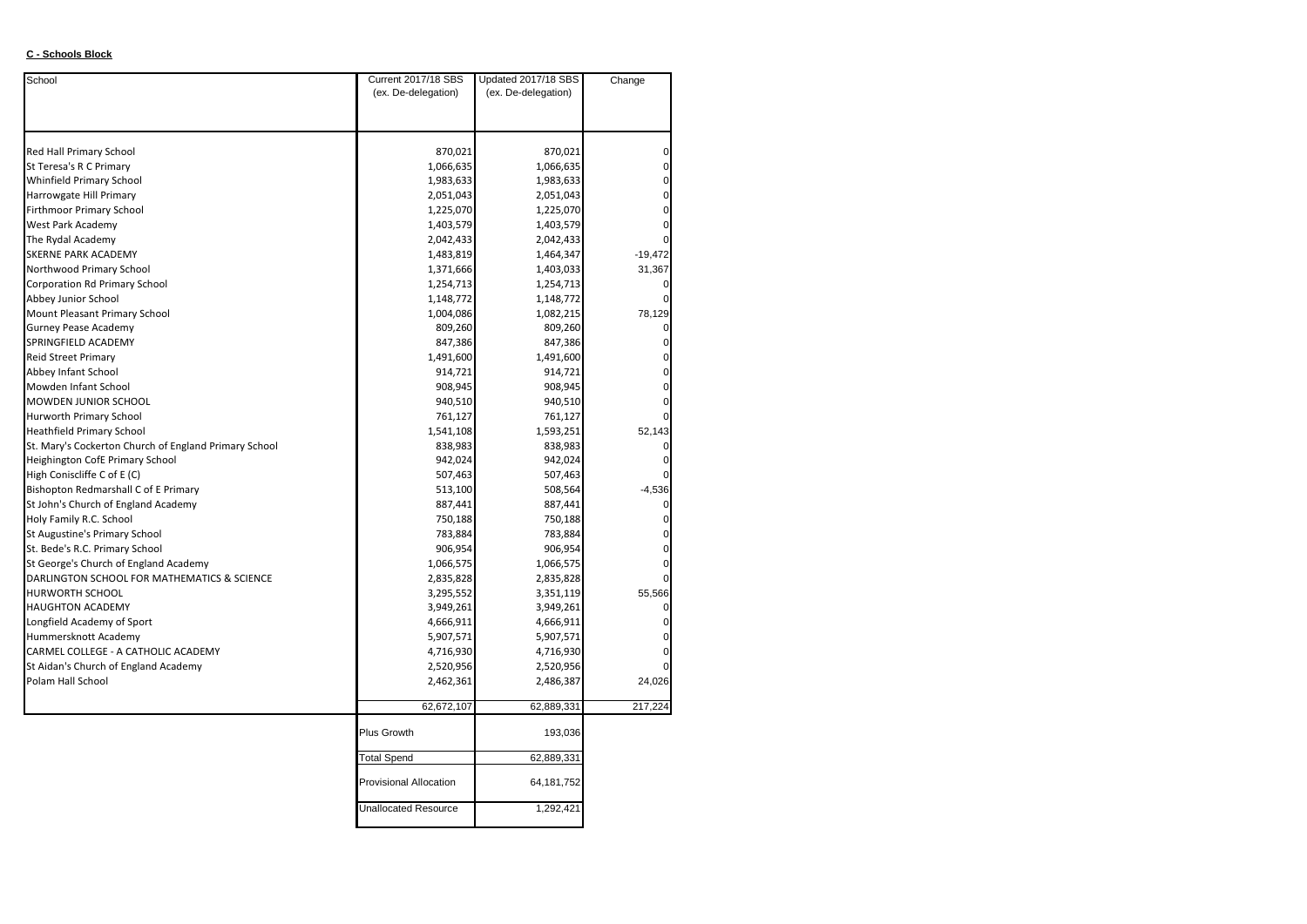**C - Schools Block**

| School | Current 2017/18 SBS (ex. De-delegation) | Updated 2017/18 SBS (ex. De-delegation) | Change |
|---|---|---|---|
| Red Hall Primary School | 870,021 | 870,021 | 0 |
| St Teresa's R C Primary | 1,066,635 | 1,066,635 | 0 |
| Whinfield Primary School | 1,983,633 | 1,983,633 | 0 |
| Harrowgate Hill Primary | 2,051,043 | 2,051,043 | 0 |
| Firthmoor Primary School | 1,225,070 | 1,225,070 | 0 |
| West Park Academy | 1,403,579 | 1,403,579 | 0 |
| The Rydal Academy | 2,042,433 | 2,042,433 | 0 |
| SKERNE PARK ACADEMY | 1,483,819 | 1,464,347 | -19,472 |
| Northwood Primary School | 1,371,666 | 1,403,033 | 31,367 |
| Corporation Rd Primary School | 1,254,713 | 1,254,713 | 0 |
| Abbey Junior School | 1,148,772 | 1,148,772 | 0 |
| Mount Pleasant Primary School | 1,004,086 | 1,082,215 | 78,129 |
| Gurney Pease Academy | 809,260 | 809,260 | 0 |
| SPRINGFIELD ACADEMY | 847,386 | 847,386 | 0 |
| Reid Street Primary | 1,491,600 | 1,491,600 | 0 |
| Abbey Infant School | 914,721 | 914,721 | 0 |
| Mowden Infant School | 908,945 | 908,945 | 0 |
| MOWDEN JUNIOR SCHOOL | 940,510 | 940,510 | 0 |
| Hurworth Primary School | 761,127 | 761,127 | 0 |
| Heathfield Primary School | 1,541,108 | 1,593,251 | 52,143 |
| St. Mary's Cockerton Church of England Primary School | 838,983 | 838,983 | 0 |
| Heighington CofE Primary School | 942,024 | 942,024 | 0 |
| High Coniscliffe C of E (C) | 507,463 | 507,463 | 0 |
| Bishopton Redmarshall C of E Primary | 513,100 | 508,564 | -4,536 |
| St John's Church of England Academy | 887,441 | 887,441 | 0 |
| Holy Family R.C. School | 750,188 | 750,188 | 0 |
| St Augustine's Primary School | 783,884 | 783,884 | 0 |
| St. Bede's R.C. Primary School | 906,954 | 906,954 | 0 |
| St George's Church of England Academy | 1,066,575 | 1,066,575 | 0 |
| DARLINGTON SCHOOL FOR MATHEMATICS & SCIENCE | 2,835,828 | 2,835,828 | 0 |
| HURWORTH SCHOOL | 3,295,552 | 3,351,119 | 55,566 |
| HAUGHTON ACADEMY | 3,949,261 | 3,949,261 | 0 |
| Longfield Academy of Sport | 4,666,911 | 4,666,911 | 0 |
| Hummersknott Academy | 5,907,571 | 5,907,571 | 0 |
| CARMEL COLLEGE - A CATHOLIC ACADEMY | 4,716,930 | 4,716,930 | 0 |
| St Aidan's Church of England Academy | 2,520,956 | 2,520,956 | 0 |
| Polam Hall School | 2,462,361 | 2,486,387 | 24,026 |
| | 62,672,107 | 62,889,331 | 217,224 |
| | Plus Growth | 193,036 | |
| | Total Spend | 62,889,331 | |
| | Provisional Allocation | 64,181,752 | |
| | Unallocated Resource | 1,292,421 | |